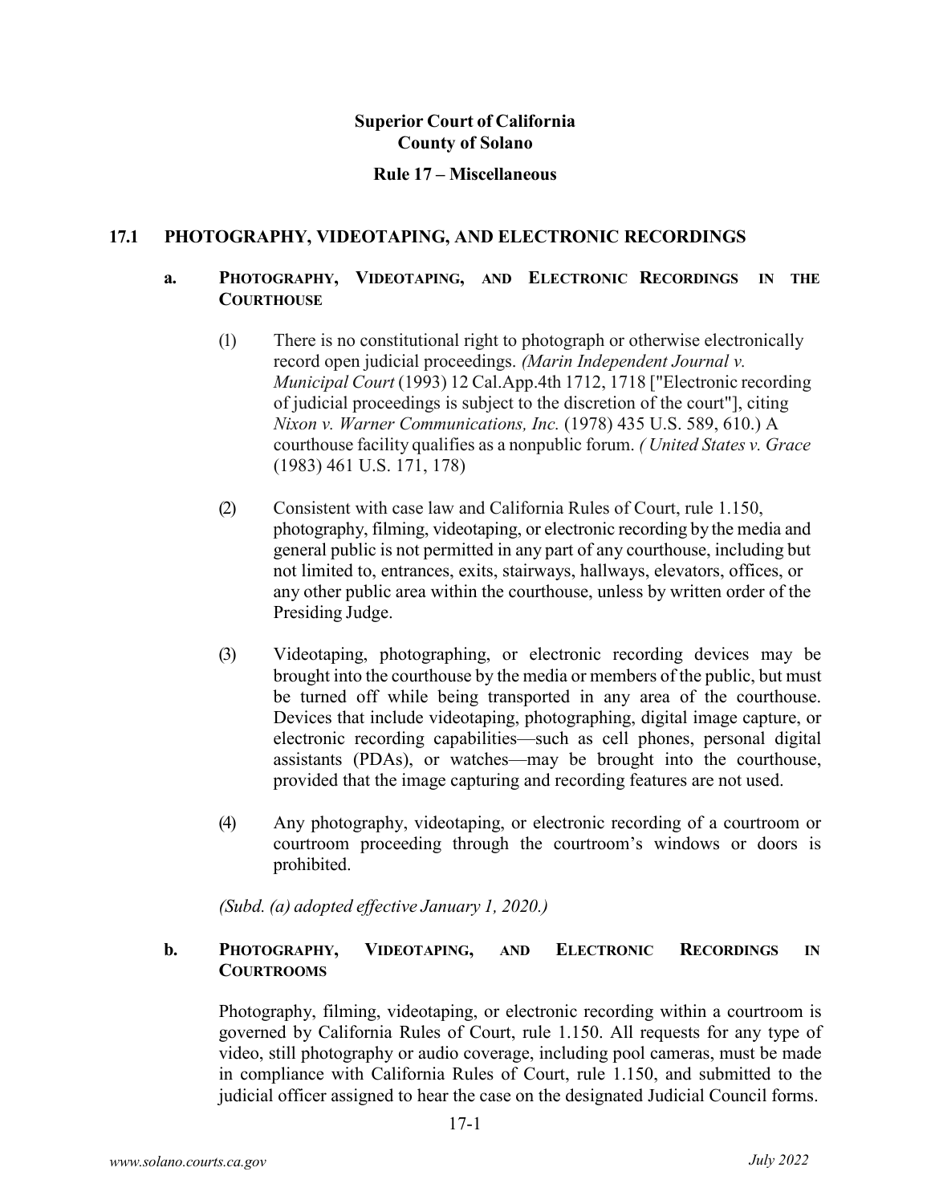**Superior Court of California**
**County of Solano**

**Rule 17 – Miscellaneous**

## 17.1 PHOTOGRAPHY, VIDEOTAPING, AND ELECTRONIC RECORDINGS

### a. PHOTOGRAPHY, VIDEOTAPING, AND ELECTRONIC RECORDINGS IN THE COURTHOUSE

(1) There is no constitutional right to photograph or otherwise electronically record open judicial proceedings. *(Marin Independent Journal v. Municipal Court* (1993) 12 Cal.App.4th 1712, 1718 ["Electronic recording of judicial proceedings is subject to the discretion of the court"], citing *Nixon v. Warner Communications, Inc.* (1978) 435 U.S. 589, 610.) A courthouse facility qualifies as a nonpublic forum. *( United States v. Grace* (1983) 461 U.S. 171, 178)

(2) Consistent with case law and California Rules of Court, rule 1.150, photography, filming, videotaping, or electronic recording by the media and general public is not permitted in any part of any courthouse, including but not limited to, entrances, exits, stairways, hallways, elevators, offices, or any other public area within the courthouse, unless by written order of the Presiding Judge.

(3) Videotaping, photographing, or electronic recording devices may be brought into the courthouse by the media or members of the public, but must be turned off while being transported in any area of the courthouse. Devices that include videotaping, photographing, digital image capture, or electronic recording capabilities—such as cell phones, personal digital assistants (PDAs), or watches—may be brought into the courthouse, provided that the image capturing and recording features are not used.

(4) Any photography, videotaping, or electronic recording of a courtroom or courtroom proceeding through the courtroom's windows or doors is prohibited.

*(Subd. (a) adopted effective January 1, 2020.)*

### b. PHOTOGRAPHY, VIDEOTAPING, AND ELECTRONIC RECORDINGS IN COURTROOMS

Photography, filming, videotaping, or electronic recording within a courtroom is governed by California Rules of Court, rule 1.150. All requests for any type of video, still photography or audio coverage, including pool cameras, must be made in compliance with California Rules of Court, rule 1.150, and submitted to the judicial officer assigned to hear the case on the designated Judicial Council forms.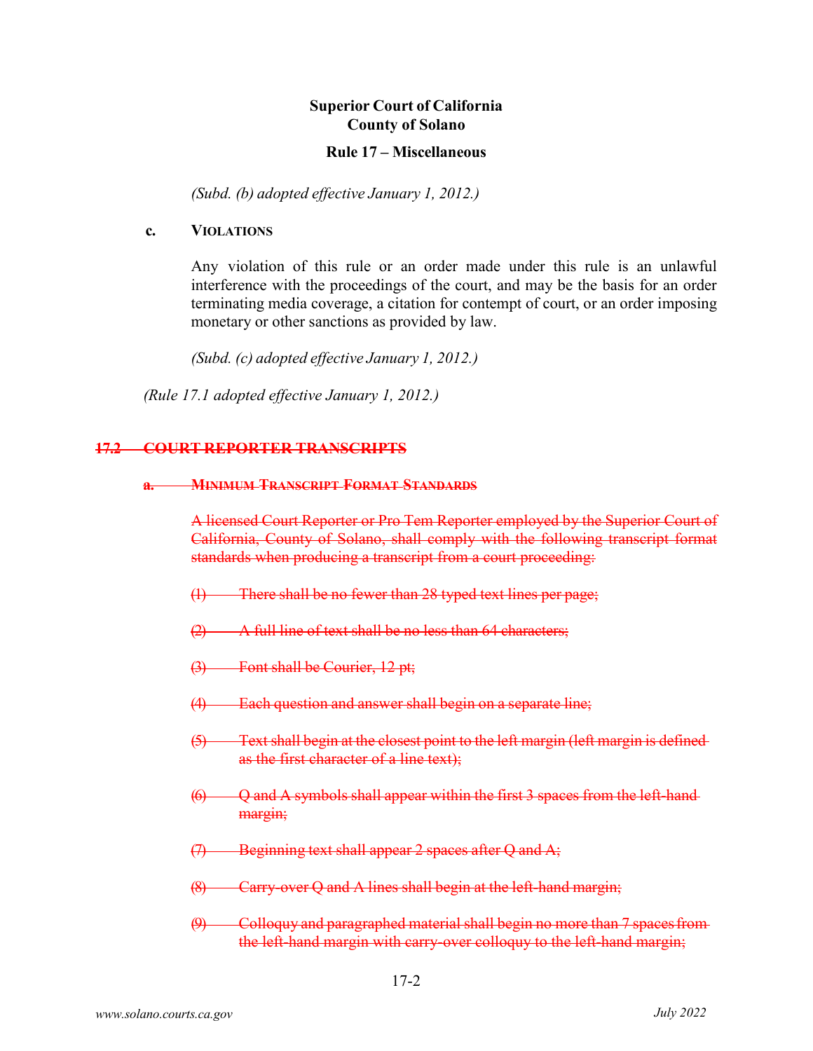*(Subd. (b) adopted effective January 1, 2012.)*

**c. VIOLATIONS**

Any violation of this rule or an order made under this rule is an unlawful interference with the proceedings of the court, and may be the basis for an order terminating media coverage, a citation for contempt of court, or an order imposing monetary or other sanctions as provided by law.

*(Subd. (c) adopted effective January 1, 2012.)*

*(Rule 17.1 adopted effective January 1, 2012.)*

## ~~17.2 COURT REPORTER TRANSCRIPTS~~

**~~a. MINIMUM TRANSCRIPT FORMAT STANDARDS~~**

~~A licensed Court Reporter or Pro Tem Reporter employed by the Superior Court of California, County of Solano, shall comply with the following transcript format standards when producing a transcript from a court proceeding:~~

~~(1) There shall be no fewer than 28 typed text lines per page;~~

~~(2) A full line of text shall be no less than 64 characters;~~

~~(3) Font shall be Courier, 12 pt;~~

~~(4) Each question and answer shall begin on a separate line;~~

~~(5) Text shall begin at the closest point to the left margin (left margin is defined as the first character of a line text);~~

~~(6) Q and A symbols shall appear within the first 3 spaces from the left-hand margin;~~

~~(7) Beginning text shall appear 2 spaces after Q and A;~~

~~(8) Carry-over Q and A lines shall begin at the left-hand margin;~~

~~(9) Colloquy and paragraphed material shall begin no more than 7 spaces from the left-hand margin with carry-over colloquy to the left-hand margin;~~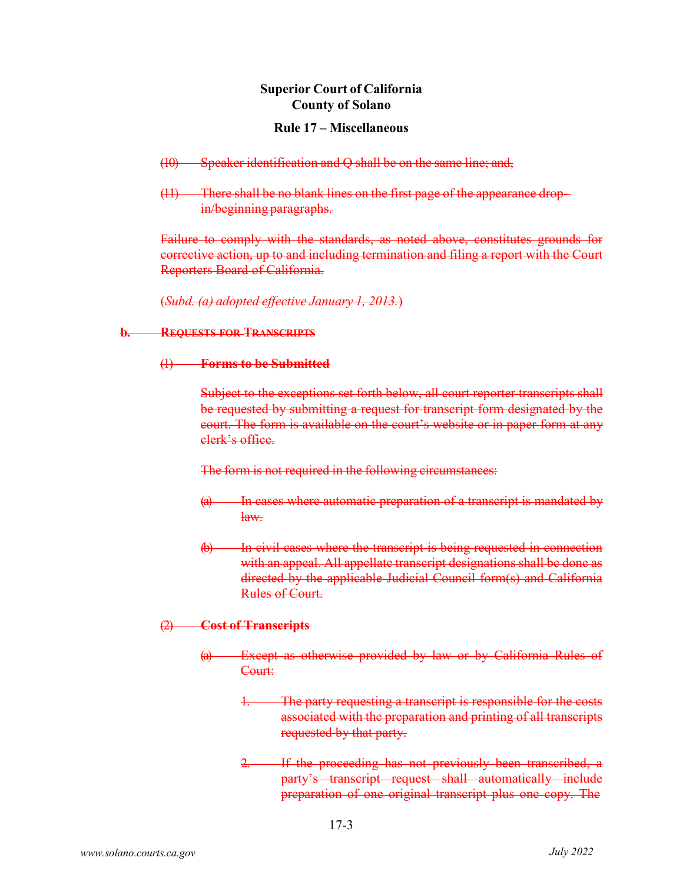~~(10) Speaker identification and Q shall be on the same line; and,~~

~~(11) There shall be no blank lines on the first page of the appearance drop-in/beginning paragraphs.~~

~~Failure to comply with the standards, as noted above, constitutes grounds for corrective action, up to and including termination and filing a report with the Court Reporters Board of California.~~

~~(*Subd. (a) adopted effective January 1, 2013.*)~~

~~**b. REQUESTS FOR TRANSCRIPTS**~~

~~**(1) Forms to be Submitted**~~

~~Subject to the exceptions set forth below, all court reporter transcripts shall be requested by submitting a request for transcript form designated by the court. The form is available on the court's website or in paper form at any clerk's office.~~

~~The form is not required in the following circumstances:~~

~~(a) In cases where automatic preparation of a transcript is mandated by law.~~

~~(b) In civil cases where the transcript is being requested in connection with an appeal. All appellate transcript designations shall be done as directed by the applicable Judicial Council form(s) and California Rules of Court.~~

~~**(2) Cost of Transcripts**~~

~~(a) Except as otherwise provided by law or by California Rules of Court:~~

~~1. The party requesting a transcript is responsible for the costs associated with the preparation and printing of all transcripts requested by that party.~~

~~2. If the proceeding has not previously been transcribed, a party's transcript request shall automatically include preparation of one original transcript plus one copy. The~~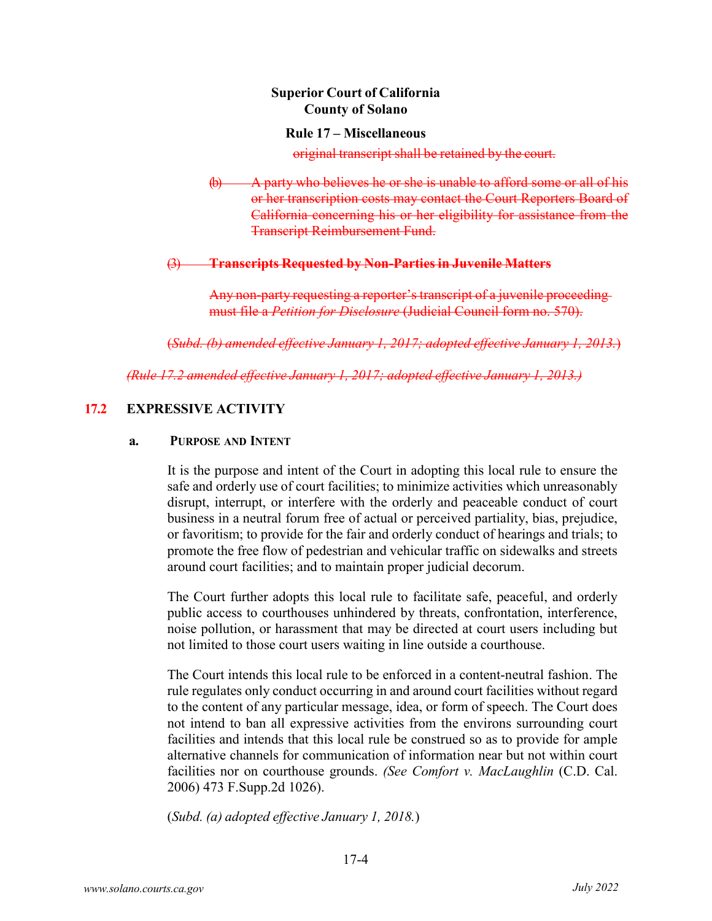~~original transcript shall be retained by the court.~~

~~(b) A party who believes he or she is unable to afford some or all of his or her transcription costs may contact the Court Reporters Board of California concerning his or her eligibility for assistance from the Transcript Reimbursement Fund.~~

~~(3) **Transcripts Requested by Non-Parties in Juvenile Matters**~~

~~Any non-party requesting a reporter's transcript of a juvenile proceeding must file a *Petition for Disclosure* (Judicial Council form no. 570).~~

~~(*Subd. (b) amended effective January 1, 2017; adopted effective January 1, 2013.*)~~

~~*(Rule 17.2 amended effective January 1, 2017; adopted effective January 1, 2013.)*~~

## 17.2 EXPRESSIVE ACTIVITY

### a. PURPOSE AND INTENT

It is the purpose and intent of the Court in adopting this local rule to ensure the safe and orderly use of court facilities; to minimize activities which unreasonably disrupt, interrupt, or interfere with the orderly and peaceable conduct of court business in a neutral forum free of actual or perceived partiality, bias, prejudice, or favoritism; to provide for the fair and orderly conduct of hearings and trials; to promote the free flow of pedestrian and vehicular traffic on sidewalks and streets around court facilities; and to maintain proper judicial decorum.

The Court further adopts this local rule to facilitate safe, peaceful, and orderly public access to courthouses unhindered by threats, confrontation, interference, noise pollution, or harassment that may be directed at court users including but not limited to those court users waiting in line outside a courthouse.

The Court intends this local rule to be enforced in a content-neutral fashion. The rule regulates only conduct occurring in and around court facilities without regard to the content of any particular message, idea, or form of speech. The Court does not intend to ban all expressive activities from the environs surrounding court facilities and intends that this local rule be construed so as to provide for ample alternative channels for communication of information near but not within court facilities nor on courthouse grounds. *(See Comfort v. MacLaughlin* (C.D. Cal. 2006) 473 F.Supp.2d 1026).

(*Subd. (a) adopted effective January 1, 2018.*)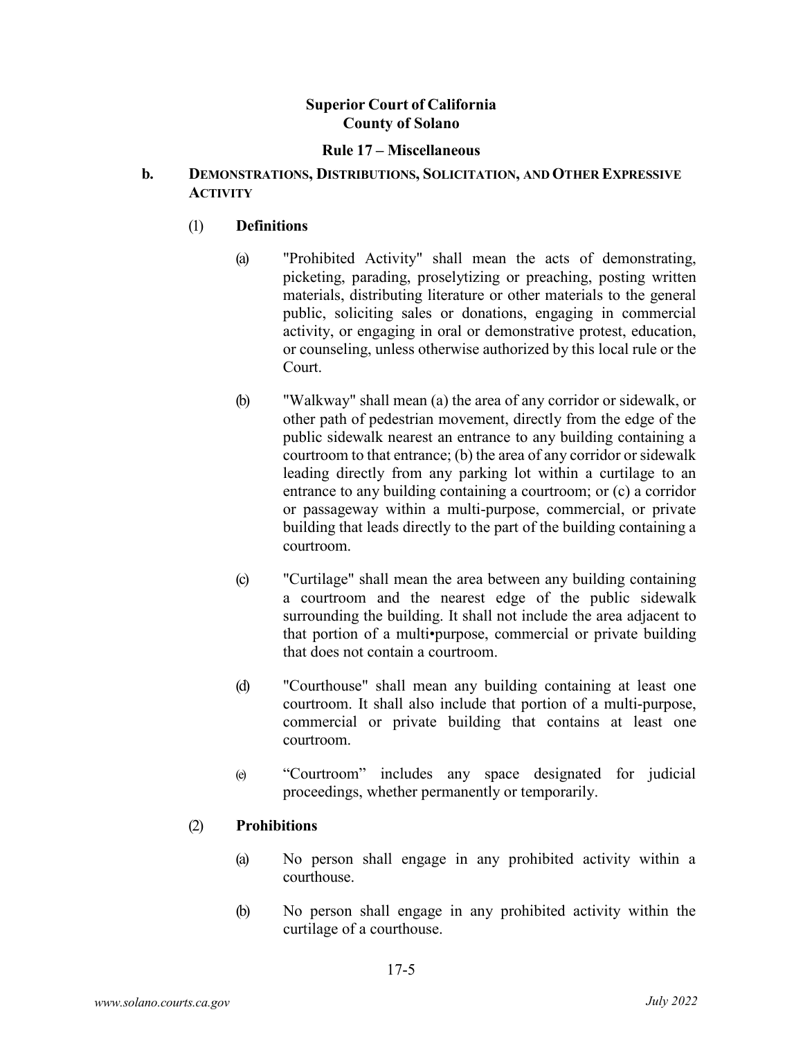**Superior Court of California**
**County of Solano**

**Rule 17 – Miscellaneous**

**b. DEMONSTRATIONS, DISTRIBUTIONS, SOLICITATION, AND OTHER EXPRESSIVE ACTIVITY**

(1) **Definitions**

(a) "Prohibited Activity" shall mean the acts of demonstrating, picketing, parading, proselytizing or preaching, posting written materials, distributing literature or other materials to the general public, soliciting sales or donations, engaging in commercial activity, or engaging in oral or demonstrative protest, education, or counseling, unless otherwise authorized by this local rule or the Court.

(b) "Walkway" shall mean (a) the area of any corridor or sidewalk, or other path of pedestrian movement, directly from the edge of the public sidewalk nearest an entrance to any building containing a courtroom to that entrance; (b) the area of any corridor or sidewalk leading directly from any parking lot within a curtilage to an entrance to any building containing a courtroom; or (c) a corridor or passageway within a multi-purpose, commercial, or private building that leads directly to the part of the building containing a courtroom.

(c) "Curtilage" shall mean the area between any building containing a courtroom and the nearest edge of the public sidewalk surrounding the building. It shall not include the area adjacent to that portion of a multi•purpose, commercial or private building that does not contain a courtroom.

(d) "Courthouse" shall mean any building containing at least one courtroom. It shall also include that portion of a multi-purpose, commercial or private building that contains at least one courtroom.

(e) "Courtroom" includes any space designated for judicial proceedings, whether permanently or temporarily.

(2) **Prohibitions**

(a) No person shall engage in any prohibited activity within a courthouse.

(b) No person shall engage in any prohibited activity within the curtilage of a courthouse.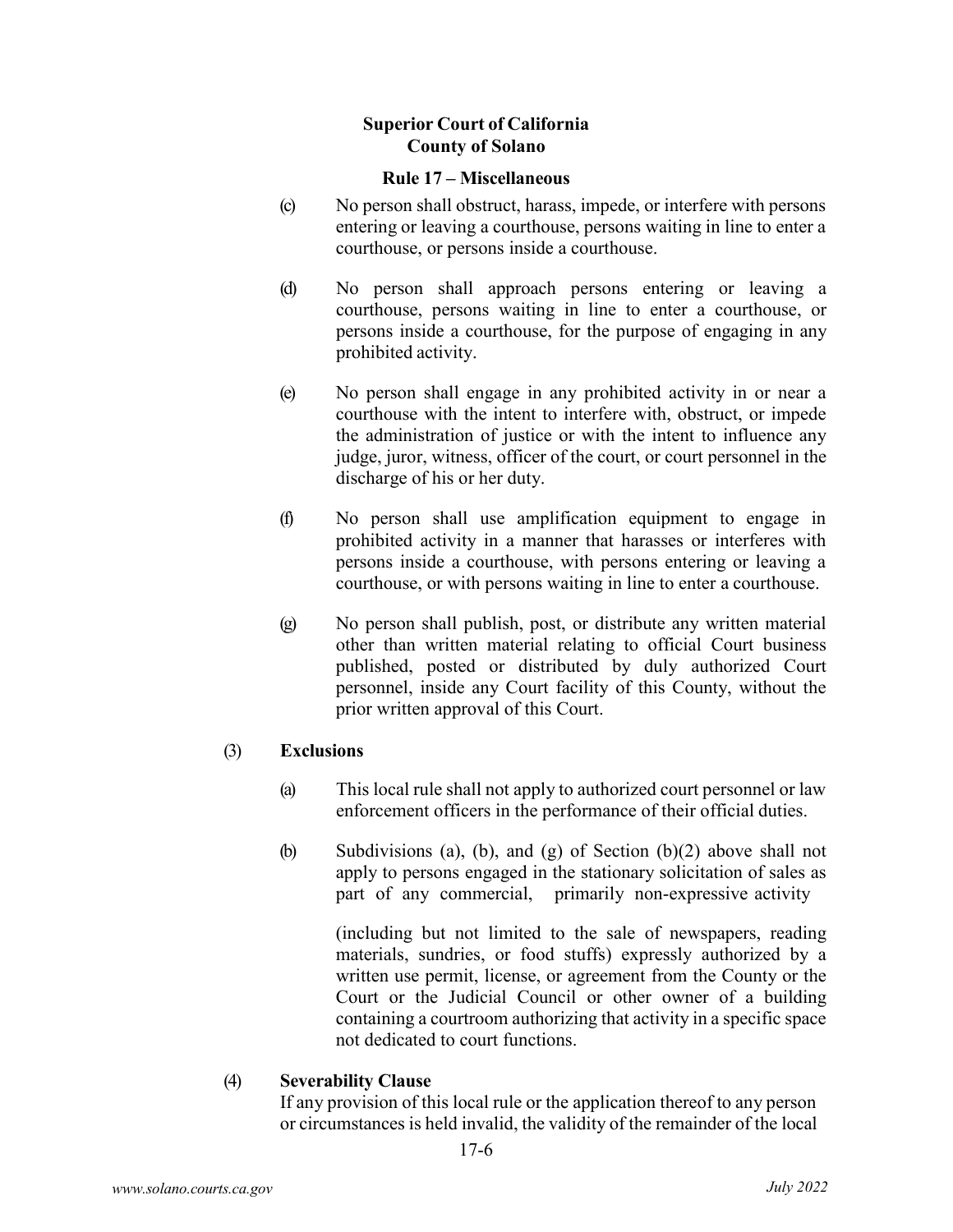(c) No person shall obstruct, harass, impede, or interfere with persons entering or leaving a courthouse, persons waiting in line to enter a courthouse, or persons inside a courthouse.

(d) No person shall approach persons entering or leaving a courthouse, persons waiting in line to enter a courthouse, or persons inside a courthouse, for the purpose of engaging in any prohibited activity.

(e) No person shall engage in any prohibited activity in or near a courthouse with the intent to interfere with, obstruct, or impede the administration of justice or with the intent to influence any judge, juror, witness, officer of the court, or court personnel in the discharge of his or her duty.

(f) No person shall use amplification equipment to engage in prohibited activity in a manner that harasses or interferes with persons inside a courthouse, with persons entering or leaving a courthouse, or with persons waiting in line to enter a courthouse.

(g) No person shall publish, post, or distribute any written material other than written material relating to official Court business published, posted or distributed by duly authorized Court personnel, inside any Court facility of this County, without the prior written approval of this Court.

(3) **Exclusions**

(a) This local rule shall not apply to authorized court personnel or law enforcement officers in the performance of their official duties.

(b) Subdivisions (a), (b), and (g) of Section (b)(2) above shall not apply to persons engaged in the stationary solicitation of sales as part of any commercial, primarily non-expressive activity (including but not limited to the sale of newspapers, reading materials, sundries, or food stuffs) expressly authorized by a written use permit, license, or agreement from the County or the Court or the Judicial Council or other owner of a building containing a courtroom authorizing that activity in a specific space not dedicated to court functions.

(4) **Severability Clause**

If any provision of this local rule or the application thereof to any person or circumstances is held invalid, the validity of the remainder of the local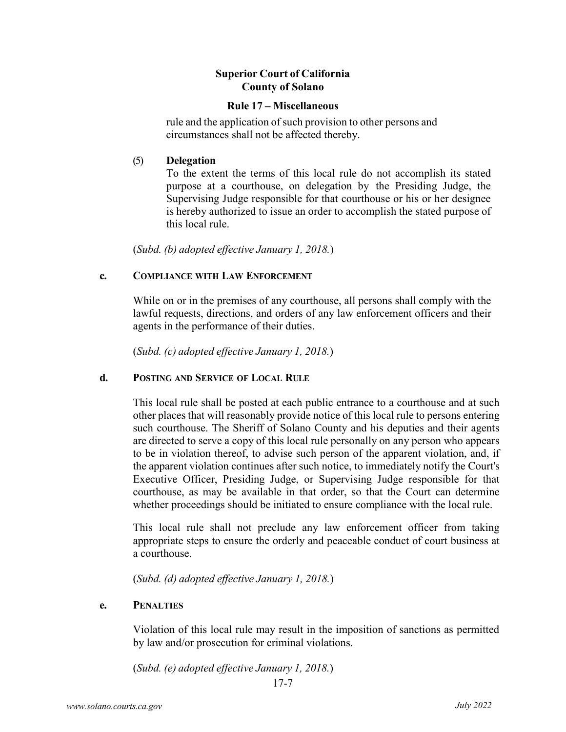rule and the application of such provision to other persons and circumstances shall not be affected thereby.

(5) **Delegation**

To the extent the terms of this local rule do not accomplish its stated purpose at a courthouse, on delegation by the Presiding Judge, the Supervising Judge responsible for that courthouse or his or her designee is hereby authorized to issue an order to accomplish the stated purpose of this local rule.

(*Subd. (b) adopted effective January 1, 2018.*)

**c. COMPLIANCE WITH LAW ENFORCEMENT**

While on or in the premises of any courthouse, all persons shall comply with the lawful requests, directions, and orders of any law enforcement officers and their agents in the performance of their duties.

(*Subd. (c) adopted effective January 1, 2018.*)

**d. POSTING AND SERVICE OF LOCAL RULE**

This local rule shall be posted at each public entrance to a courthouse and at such other places that will reasonably provide notice of this local rule to persons entering such courthouse. The Sheriff of Solano County and his deputies and their agents are directed to serve a copy of this local rule personally on any person who appears to be in violation thereof, to advise such person of the apparent violation, and, if the apparent violation continues after such notice, to immediately notify the Court's Executive Officer, Presiding Judge, or Supervising Judge responsible for that courthouse, as may be available in that order, so that the Court can determine whether proceedings should be initiated to ensure compliance with the local rule.

This local rule shall not preclude any law enforcement officer from taking appropriate steps to ensure the orderly and peaceable conduct of court business at a courthouse.

(*Subd. (d) adopted effective January 1, 2018.*)

**e. PENALTIES**

Violation of this local rule may result in the imposition of sanctions as permitted by law and/or prosecution for criminal violations.

(*Subd. (e) adopted effective January 1, 2018.*)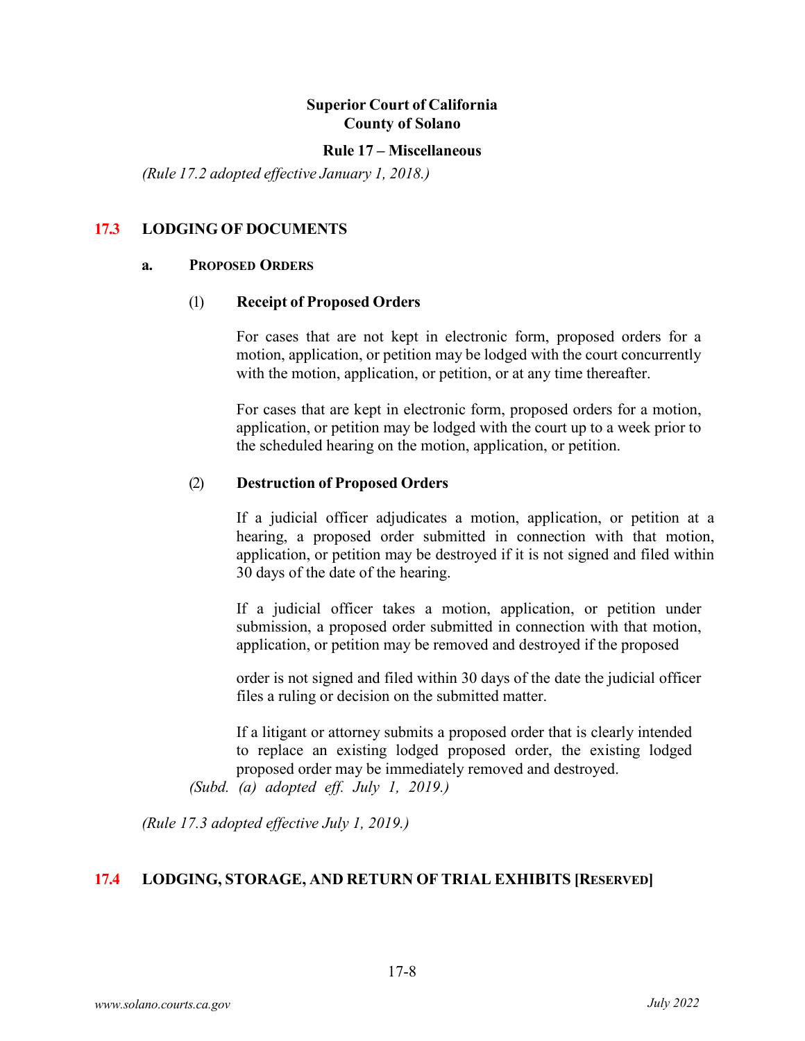**Superior Court of California**
**County of Solano**

**Rule 17 – Miscellaneous**

*(Rule 17.2 adopted effective January 1, 2018.)*

## 17.3 LODGING OF DOCUMENTS

### a. PROPOSED ORDERS

#### (1) Receipt of Proposed Orders

For cases that are not kept in electronic form, proposed orders for a motion, application, or petition may be lodged with the court concurrently with the motion, application, or petition, or at any time thereafter.

For cases that are kept in electronic form, proposed orders for a motion, application, or petition may be lodged with the court up to a week prior to the scheduled hearing on the motion, application, or petition.

#### (2) Destruction of Proposed Orders

If a judicial officer adjudicates a motion, application, or petition at a hearing, a proposed order submitted in connection with that motion, application, or petition may be destroyed if it is not signed and filed within 30 days of the date of the hearing.

If a judicial officer takes a motion, application, or petition under submission, a proposed order submitted in connection with that motion, application, or petition may be removed and destroyed if the proposed order is not signed and filed within 30 days of the date the judicial officer files a ruling or decision on the submitted matter.

If a litigant or attorney submits a proposed order that is clearly intended to replace an existing lodged proposed order, the existing lodged proposed order may be immediately removed and destroyed.

*(Subd. (a) adopted eff. July 1, 2019.)*

*(Rule 17.3 adopted effective July 1, 2019.)*

## 17.4 LODGING, STORAGE, AND RETURN OF TRIAL EXHIBITS [RESERVED]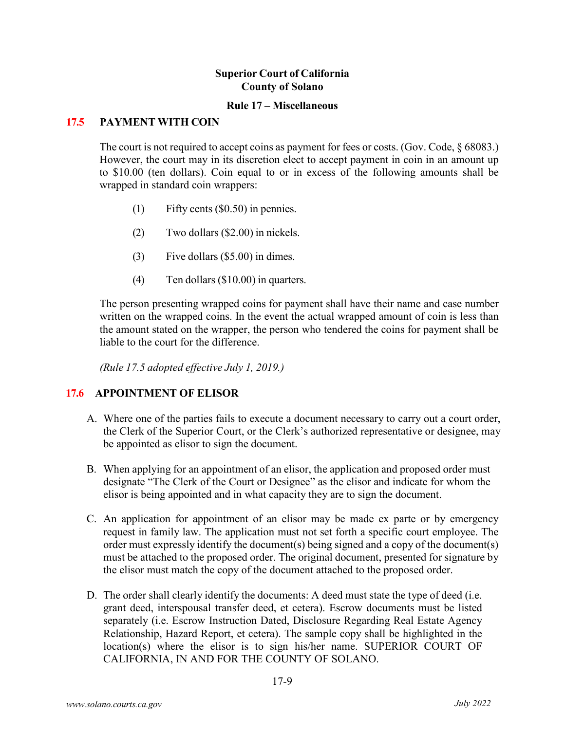**Superior Court of California**
**County of Solano**

**Rule 17 – Miscellaneous**

## 17.5 PAYMENT WITH COIN

The court is not required to accept coins as payment for fees or costs. (Gov. Code, § 68083.) However, the court may in its discretion elect to accept payment in coin in an amount up to $10.00 (ten dollars). Coin equal to or in excess of the following amounts shall be wrapped in standard coin wrappers:

(1) Fifty cents ($0.50) in pennies.

(2) Two dollars ($2.00) in nickels.

(3) Five dollars ($5.00) in dimes.

(4) Ten dollars ($10.00) in quarters.

The person presenting wrapped coins for payment shall have their name and case number written on the wrapped coins. In the event the actual wrapped amount of coin is less than the amount stated on the wrapper, the person who tendered the coins for payment shall be liable to the court for the difference.

*(Rule 17.5 adopted effective July 1, 2019.)*

## 17.6 APPOINTMENT OF ELISOR

A. Where one of the parties fails to execute a document necessary to carry out a court order, the Clerk of the Superior Court, or the Clerk's authorized representative or designee, may be appointed as elisor to sign the document.

B. When applying for an appointment of an elisor, the application and proposed order must designate "The Clerk of the Court or Designee" as the elisor and indicate for whom the elisor is being appointed and in what capacity they are to sign the document.

C. An application for appointment of an elisor may be made ex parte or by emergency request in family law. The application must not set forth a specific court employee. The order must expressly identify the document(s) being signed and a copy of the document(s) must be attached to the proposed order. The original document, presented for signature by the elisor must match the copy of the document attached to the proposed order.

D. The order shall clearly identify the documents: A deed must state the type of deed (i.e. grant deed, interspousal transfer deed, et cetera). Escrow documents must be listed separately (i.e. Escrow Instruction Dated, Disclosure Regarding Real Estate Agency Relationship, Hazard Report, et cetera). The sample copy shall be highlighted in the location(s) where the elisor is to sign his/her name. SUPERIOR COURT OF CALIFORNIA, IN AND FOR THE COUNTY OF SOLANO.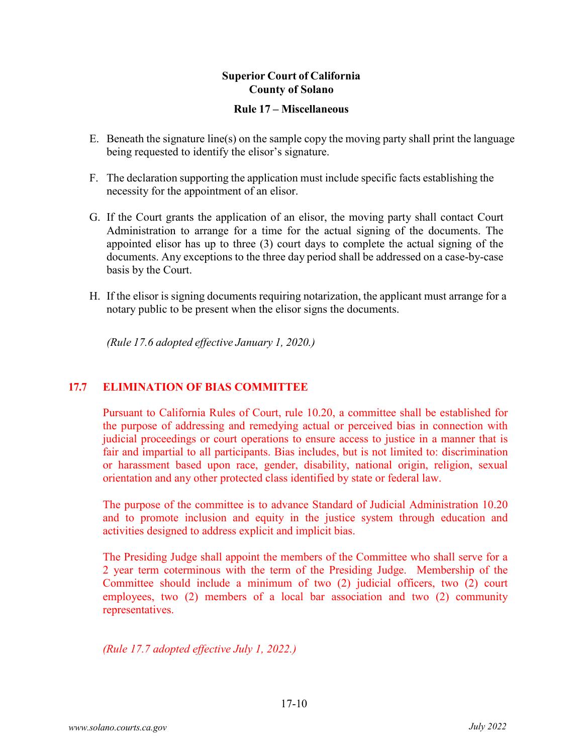E. Beneath the signature line(s) on the sample copy the moving party shall print the language being requested to identify the elisor's signature.

F. The declaration supporting the application must include specific facts establishing the necessity for the appointment of an elisor.

G. If the Court grants the application of an elisor, the moving party shall contact Court Administration to arrange for a time for the actual signing of the documents. The appointed elisor has up to three (3) court days to complete the actual signing of the documents. Any exceptions to the three day period shall be addressed on a case-by-case basis by the Court.

H. If the elisor is signing documents requiring notarization, the applicant must arrange for a notary public to be present when the elisor signs the documents.

*(Rule 17.6 adopted effective January 1, 2020.)*

## 17.7 ELIMINATION OF BIAS COMMITTEE

Pursuant to California Rules of Court, rule 10.20, a committee shall be established for the purpose of addressing and remedying actual or perceived bias in connection with judicial proceedings or court operations to ensure access to justice in a manner that is fair and impartial to all participants. Bias includes, but is not limited to: discrimination or harassment based upon race, gender, disability, national origin, religion, sexual orientation and any other protected class identified by state or federal law.

The purpose of the committee is to advance Standard of Judicial Administration 10.20 and to promote inclusion and equity in the justice system through education and activities designed to address explicit and implicit bias.

The Presiding Judge shall appoint the members of the Committee who shall serve for a 2 year term coterminous with the term of the Presiding Judge. Membership of the Committee should include a minimum of two (2) judicial officers, two (2) court employees, two (2) members of a local bar association and two (2) community representatives.

*(Rule 17.7 adopted effective July 1, 2022.)*